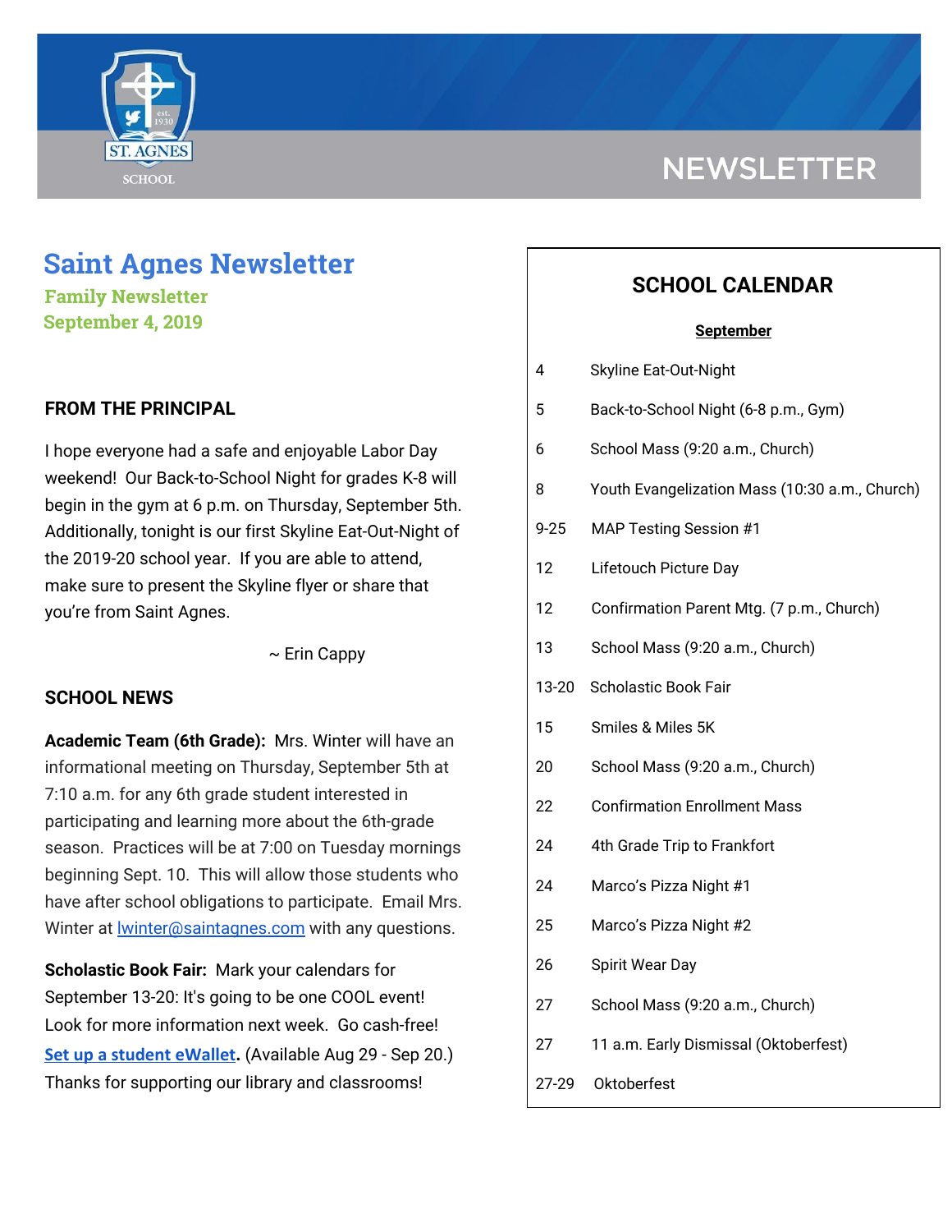NEWSLETTER

# Saint Agnes Newsletter

**Family Newsletter**
**September 4, 2019**

## FROM THE PRINCIPAL

I hope everyone had a safe and enjoyable Labor Day weekend! Our Back-to-School Night for grades K-8 will begin in the gym at 6 p.m. on Thursday, September 5th. Additionally, tonight is our first Skyline Eat-Out-Night of the 2019-20 school year. If you are able to attend, make sure to present the Skyline flyer or share that you're from Saint Agnes.

~ Erin Cappy

## SCHOOL NEWS

**Academic Team (6th Grade):** Mrs. Winter will have an informational meeting on Thursday, September 5th at 7:10 a.m. for any 6th grade student interested in participating and learning more about the 6th-grade season. Practices will be at 7:00 on Tuesday mornings beginning Sept. 10. This will allow those students who have after school obligations to participate. Email Mrs. Winter at lwinter@saintagnes.com with any questions.

**Scholastic Book Fair:** Mark your calendars for September 13-20: It's going to be one COOL event! Look for more information next week. Go cash-free! **Set up a student eWallet.** (Available Aug 29 - Sep 20.) Thanks for supporting our library and classrooms!

## SCHOOL CALENDAR

**September**

| Date | Event |
|---|---|
| 4 | Skyline Eat-Out-Night |
| 5 | Back-to-School Night (6-8 p.m., Gym) |
| 6 | School Mass (9:20 a.m., Church) |
| 8 | Youth Evangelization Mass (10:30 a.m., Church) |
| 9-25 | MAP Testing Session #1 |
| 12 | Lifetouch Picture Day |
| 12 | Confirmation Parent Mtg. (7 p.m., Church) |
| 13 | School Mass (9:20 a.m., Church) |
| 13-20 | Scholastic Book Fair |
| 15 | Smiles & Miles 5K |
| 20 | School Mass (9:20 a.m., Church) |
| 22 | Confirmation Enrollment Mass |
| 24 | 4th Grade Trip to Frankfort |
| 24 | Marco's Pizza Night #1 |
| 25 | Marco's Pizza Night #2 |
| 26 | Spirit Wear Day |
| 27 | School Mass (9:20 a.m., Church) |
| 27 | 11 a.m. Early Dismissal (Oktoberfest) |
| 27-29 | Oktoberfest |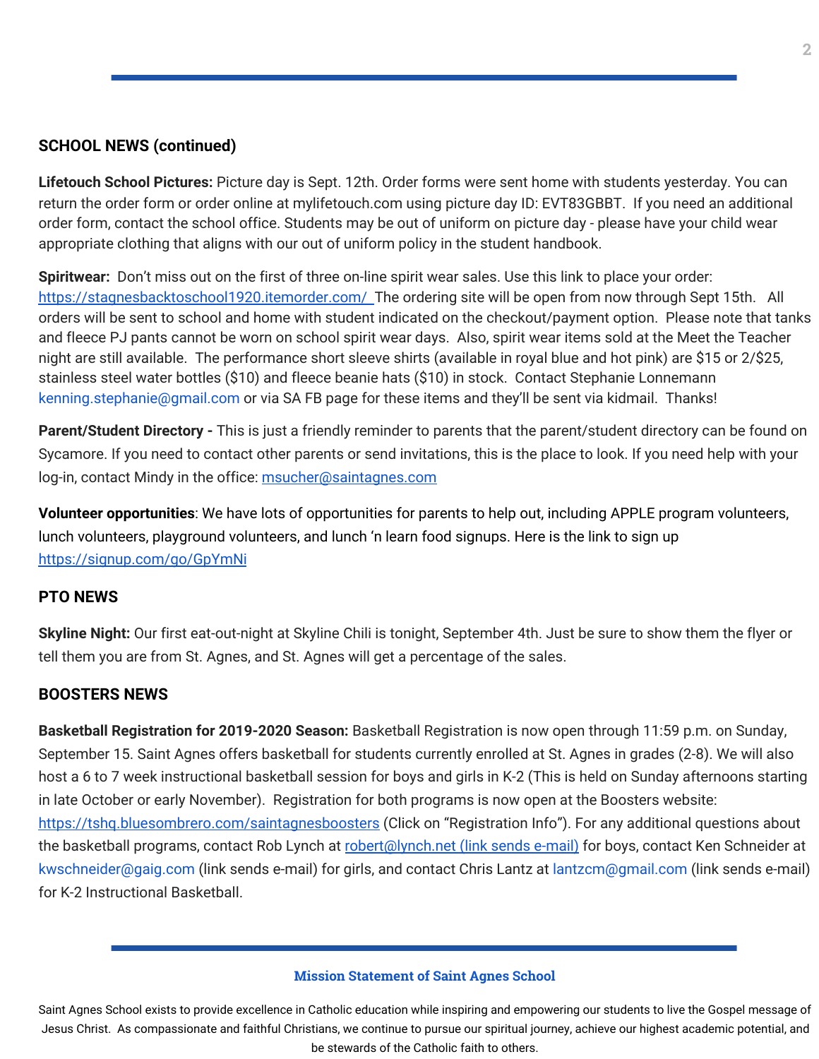## SCHOOL NEWS (continued)

**Lifetouch School Pictures:** Picture day is Sept. 12th. Order forms were sent home with students yesterday. You can return the order form or order online at mylifetouch.com using picture day ID: EVT83GBBT. If you need an additional order form, contact the school office. Students may be out of uniform on picture day - please have your child wear appropriate clothing that aligns with our out of uniform policy in the student handbook.

**Spiritwear:** Don't miss out on the first of three on-line spirit wear sales. Use this link to place your order: https://stagnesbacktoschool1920.itemorder.com/ The ordering site will be open from now through Sept 15th. All orders will be sent to school and home with student indicated on the checkout/payment option. Please note that tanks and fleece PJ pants cannot be worn on school spirit wear days. Also, spirit wear items sold at the Meet the Teacher night are still available. The performance short sleeve shirts (available in royal blue and hot pink) are $15 or 2/$25, stainless steel water bottles ($10) and fleece beanie hats ($10) in stock. Contact Stephanie Lonnemann kenning.stephanie@gmail.com or via SA FB page for these items and they'll be sent via kidmail. Thanks!

**Parent/Student Directory -** This is just a friendly reminder to parents that the parent/student directory can be found on Sycamore. If you need to contact other parents or send invitations, this is the place to look. If you need help with your log-in, contact Mindy in the office: msucher@saintagnes.com

**Volunteer opportunities**: We have lots of opportunities for parents to help out, including APPLE program volunteers, lunch volunteers, playground volunteers, and lunch 'n learn food signups. Here is the link to sign up https://signup.com/go/GpYmNi

## PTO NEWS

**Skyline Night:** Our first eat-out-night at Skyline Chili is tonight, September 4th. Just be sure to show them the flyer or tell them you are from St. Agnes, and St. Agnes will get a percentage of the sales.

## BOOSTERS NEWS

**Basketball Registration for 2019-2020 Season:** Basketball Registration is now open through 11:59 p.m. on Sunday, September 15. Saint Agnes offers basketball for students currently enrolled at St. Agnes in grades (2-8). We will also host a 6 to 7 week instructional basketball session for boys and girls in K-2 (This is held on Sunday afternoons starting in late October or early November). Registration for both programs is now open at the Boosters website: https://tshq.bluesombrero.com/saintagnesboosters (Click on "Registration Info"). For any additional questions about the basketball programs, contact Rob Lynch at robert@lynch.net (link sends e-mail) for boys, contact Ken Schneider at kwschneider@gaig.com (link sends e-mail) for girls, and contact Chris Lantz at lantzcm@gmail.com (link sends e-mail) for K-2 Instructional Basketball.

---

**Mission Statement of Saint Agnes School**

Saint Agnes School exists to provide excellence in Catholic education while inspiring and empowering our students to live the Gospel message of Jesus Christ. As compassionate and faithful Christians, we continue to pursue our spiritual journey, achieve our highest academic potential, and be stewards of the Catholic faith to others.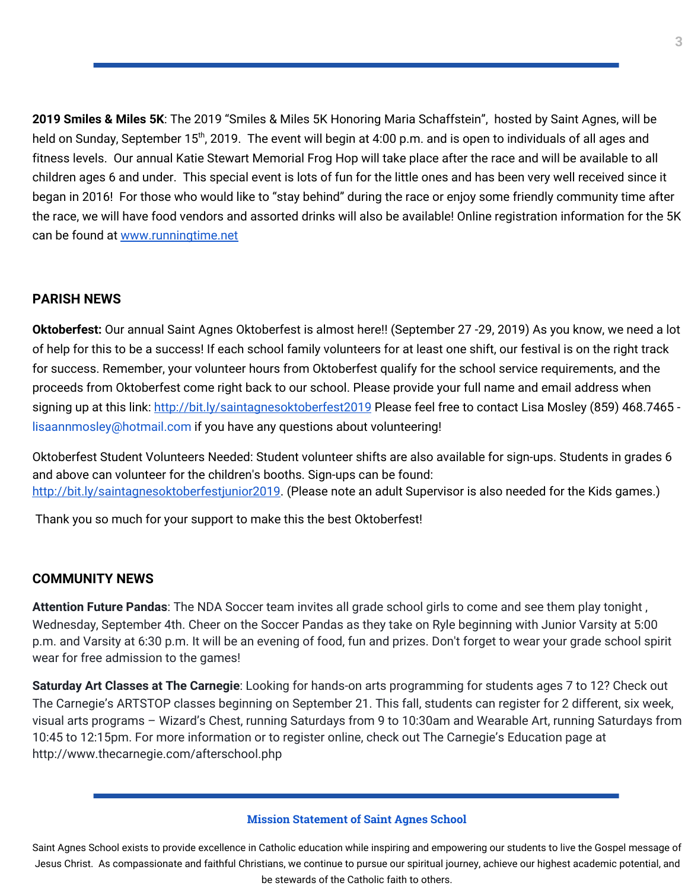**2019 Smiles & Miles 5K**: The 2019 "Smiles & Miles 5K Honoring Maria Schaffstein", hosted by Saint Agnes, will be held on Sunday, September 15th, 2019. The event will begin at 4:00 p.m. and is open to individuals of all ages and fitness levels. Our annual Katie Stewart Memorial Frog Hop will take place after the race and will be available to all children ages 6 and under. This special event is lots of fun for the little ones and has been very well received since it began in 2016! For those who would like to "stay behind" during the race or enjoy some friendly community time after the race, we will have food vendors and assorted drinks will also be available! Online registration information for the 5K can be found at [www.runningtime.net](www.runningtime.net)

## PARISH NEWS

**Oktoberfest:** Our annual Saint Agnes Oktoberfest is almost here!! (September 27 -29, 2019) As you know, we need a lot of help for this to be a success! If each school family volunteers for at least one shift, our festival is on the right track for success. Remember, your volunteer hours from Oktoberfest qualify for the school service requirements, and the proceeds from Oktoberfest come right back to our school. Please provide your full name and email address when signing up at this link: [http://bit.ly/saintagnesoktoberfest2019](http://bit.ly/saintagnesoktoberfest2019) Please feel free to contact Lisa Mosley (859) 468.7465 - lisaannmosley@hotmail.com if you have any questions about volunteering!

Oktoberfest Student Volunteers Needed: Student volunteer shifts are also available for sign-ups. Students in grades 6 and above can volunteer for the children's booths. Sign-ups can be found: [http://bit.ly/saintagnesoktoberfestjunior2019](http://bit.ly/saintagnesoktoberfestjunior2019). (Please note an adult Supervisor is also needed for the Kids games.)

Thank you so much for your support to make this the best Oktoberfest!

## COMMUNITY NEWS

**Attention Future Pandas**: The NDA Soccer team invites all grade school girls to come and see them play tonight , Wednesday, September 4th. Cheer on the Soccer Pandas as they take on Ryle beginning with Junior Varsity at 5:00 p.m. and Varsity at 6:30 p.m. It will be an evening of food, fun and prizes. Don't forget to wear your grade school spirit wear for free admission to the games!

**Saturday Art Classes at The Carnegie**: Looking for hands-on arts programming for students ages 7 to 12? Check out The Carnegie's ARTSTOP classes beginning on September 21. This fall, students can register for 2 different, six week, visual arts programs – Wizard's Chest, running Saturdays from 9 to 10:30am and Wearable Art, running Saturdays from 10:45 to 12:15pm. For more information or to register online, check out The Carnegie's Education page at http://www.thecarnegie.com/afterschool.php

**Mission Statement of Saint Agnes School**

Saint Agnes School exists to provide excellence in Catholic education while inspiring and empowering our students to live the Gospel message of Jesus Christ. As compassionate and faithful Christians, we continue to pursue our spiritual journey, achieve our highest academic potential, and be stewards of the Catholic faith to others.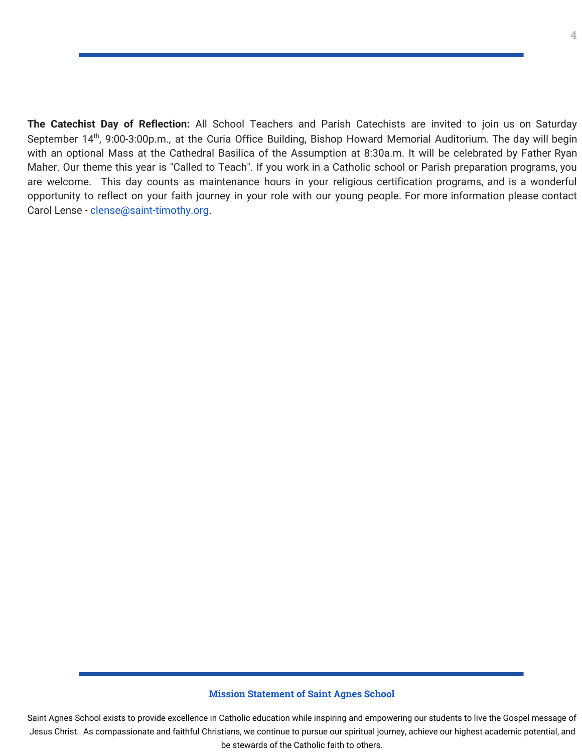**The Catechist Day of Reflection:** All School Teachers and Parish Catechists are invited to join us on Saturday September 14th, 9:00-3:00p.m., at the Curia Office Building, Bishop Howard Memorial Auditorium. The day will begin with an optional Mass at the Cathedral Basilica of the Assumption at 8:30a.m. It will be celebrated by Father Ryan Maher. Our theme this year is "Called to Teach". If you work in a Catholic school or Parish preparation programs, you are welcome. This day counts as maintenance hours in your religious certification programs, and is a wonderful opportunity to reflect on your faith journey in your role with our young people. For more information please contact Carol Lense - clense@saint-timothy.org.

**Mission Statement of Saint Agnes School**

Saint Agnes School exists to provide excellence in Catholic education while inspiring and empowering our students to live the Gospel message of Jesus Christ. As compassionate and faithful Christians, we continue to pursue our spiritual journey, achieve our highest academic potential, and be stewards of the Catholic faith to others.